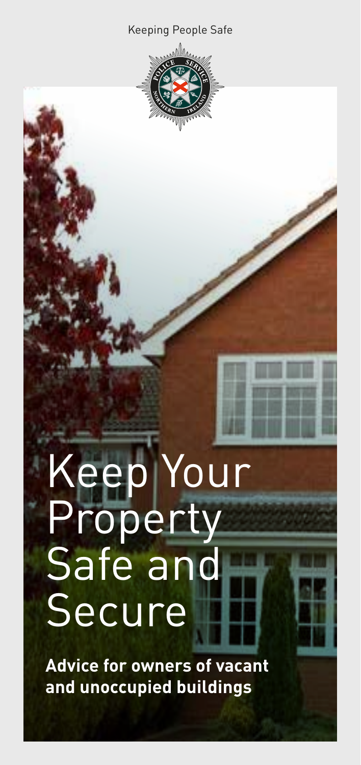Keeping People Safe

# Keep Your Property Safe and Secure

**Advice for owners of vacant and unoccupied buildings**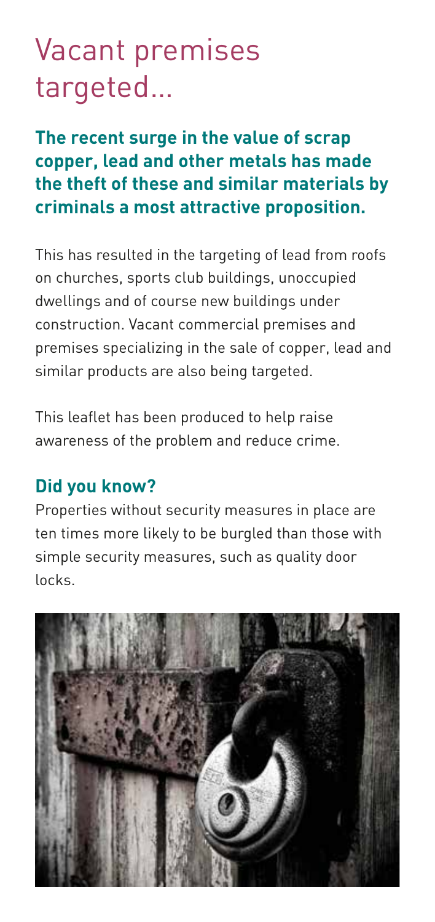# Vacant premises targeted...

**The recent surge in the value of scrap copper, lead and other metals has made the theft of these and similar materials by criminals a most attractive proposition.**

This has resulted in the targeting of lead from roofs on churches, sports club buildings, unoccupied dwellings and of course new buildings under construction. Vacant commercial premises and premises specializing in the sale of copper, lead and similar products are also being targeted.

This leaflet has been produced to help raise awareness of the problem and reduce crime.

## Did you know?

Properties without security measures in place are ten times more likely to be burgled than those with simple security measures, such as quality door locks.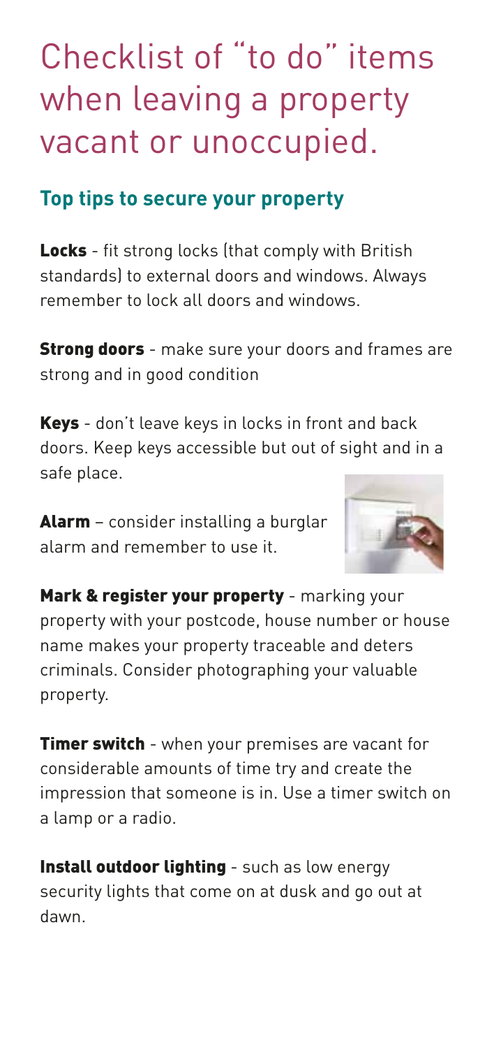# Checklist of "to do" items when leaving a property vacant or unoccupied.

## Top tips to secure your property

**Locks** - fit strong locks (that comply with British standards) to external doors and windows. Always remember to lock all doors and windows.

**Strong doors** - make sure your doors and frames are strong and in good condition

**Keys** - don't leave keys in locks in front and back doors. Keep keys accessible but out of sight and in a safe place.

**Alarm** – consider installing a burglar alarm and remember to use it.

**Mark & register your property** - marking your property with your postcode, house number or house name makes your property traceable and deters criminals. Consider photographing your valuable property.

**Timer switch** - when your premises are vacant for considerable amounts of time try and create the impression that someone is in. Use a timer switch on a lamp or a radio.

**Install outdoor lighting** - such as low energy security lights that come on at dusk and go out at dawn.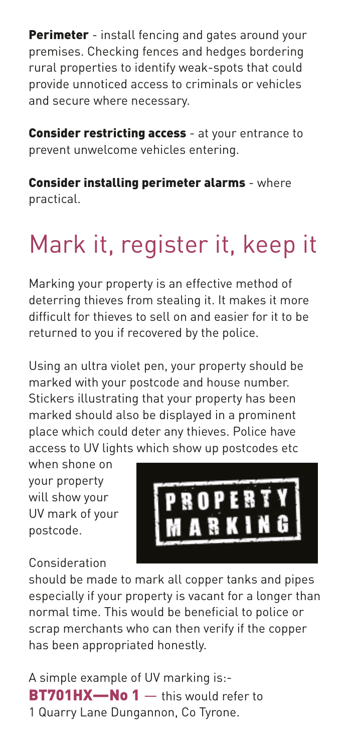**Perimeter** - install fencing and gates around your premises. Checking fences and hedges bordering rural properties to identify weak-spots that could provide unnoticed access to criminals or vehicles and secure where necessary.

**Consider restricting access** - at your entrance to prevent unwelcome vehicles entering.

**Consider installing perimeter alarms** - where practical.

# Mark it, register it, keep it

Marking your property is an effective method of deterring thieves from stealing it. It makes it more difficult for thieves to sell on and easier for it to be returned to you if recovered by the police.

Using an ultra violet pen, your property should be marked with your postcode and house number. Stickers illustrating that your property has been marked should also be displayed in a prominent place which could deter any thieves. Police have access to UV lights which show up postcodes etc when shone on your property will show your UV mark of your postcode.

PROPERTY MARKING

Consideration should be made to mark all copper tanks and pipes especially if your property is vacant for a longer than normal time. This would be beneficial to police or scrap merchants who can then verify if the copper has been appropriated honestly.

A simple example of UV marking is:-
**BT701HX—No 1** — this would refer to 1 Quarry Lane Dungannon, Co Tyrone.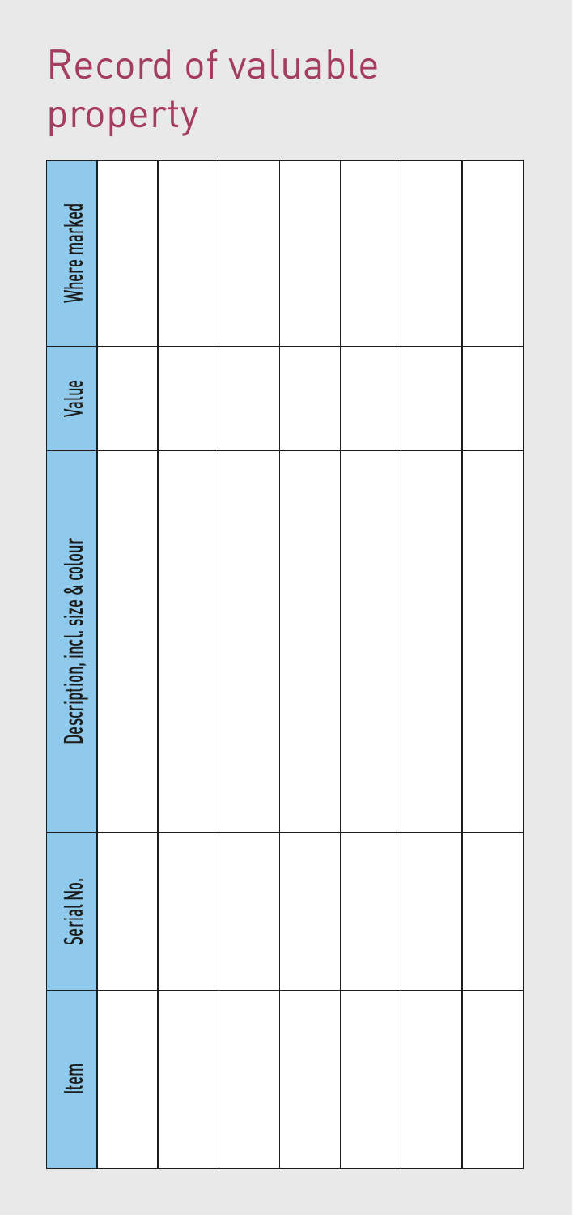# Record of valuable property

| Item | Serial No. | Description, incl. size & colour | Value | Where marked |
|---|---|---|---|---|
| | | | | |
| | | | | |
| | | | | |
| | | | | |
| | | | | |
| | | | | |
| | | | | |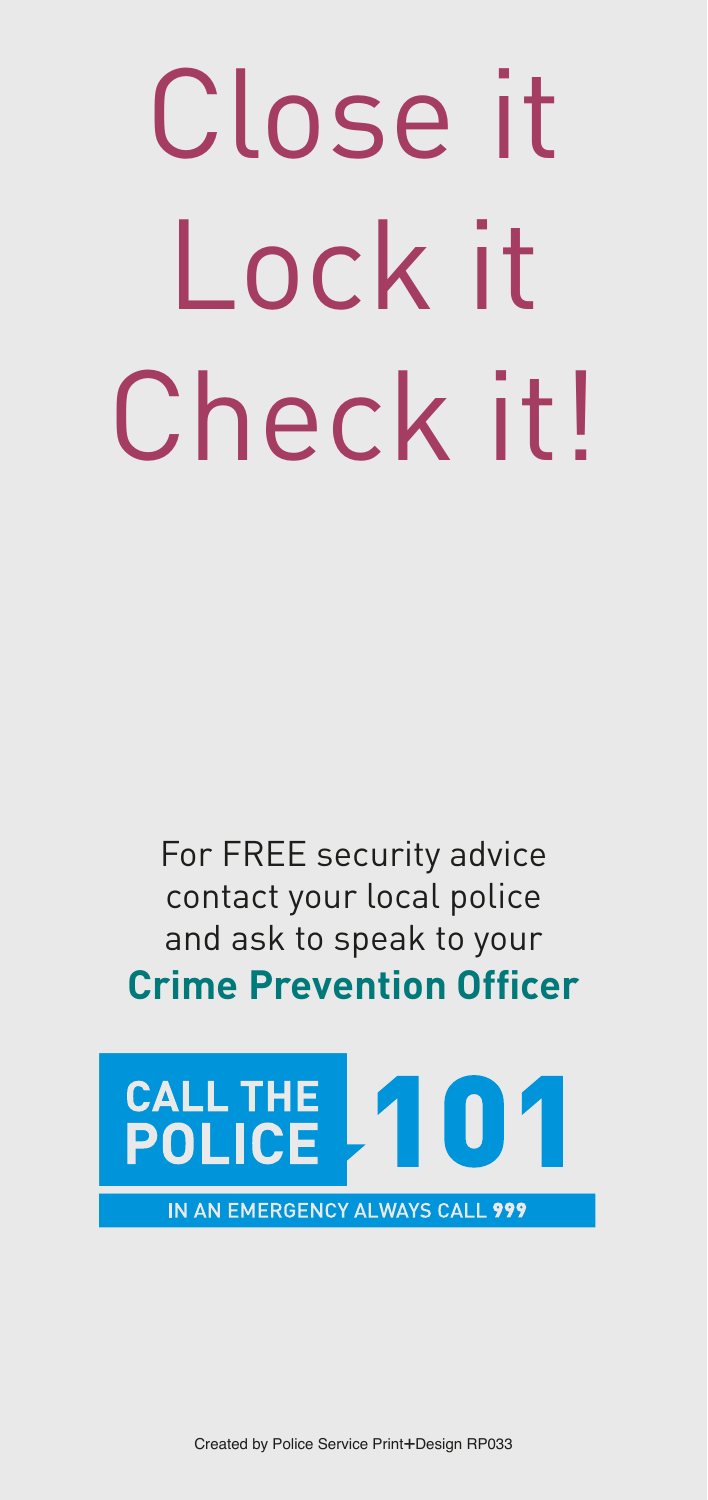# Close it Lock it Check it!

For FREE security advice contact your local police and ask to speak to your **Crime Prevention Officer**

**CALL THE POLICE 101**

**IN AN EMERGENCY ALWAYS CALL 999**

Created by Police Service Print+Design RP033